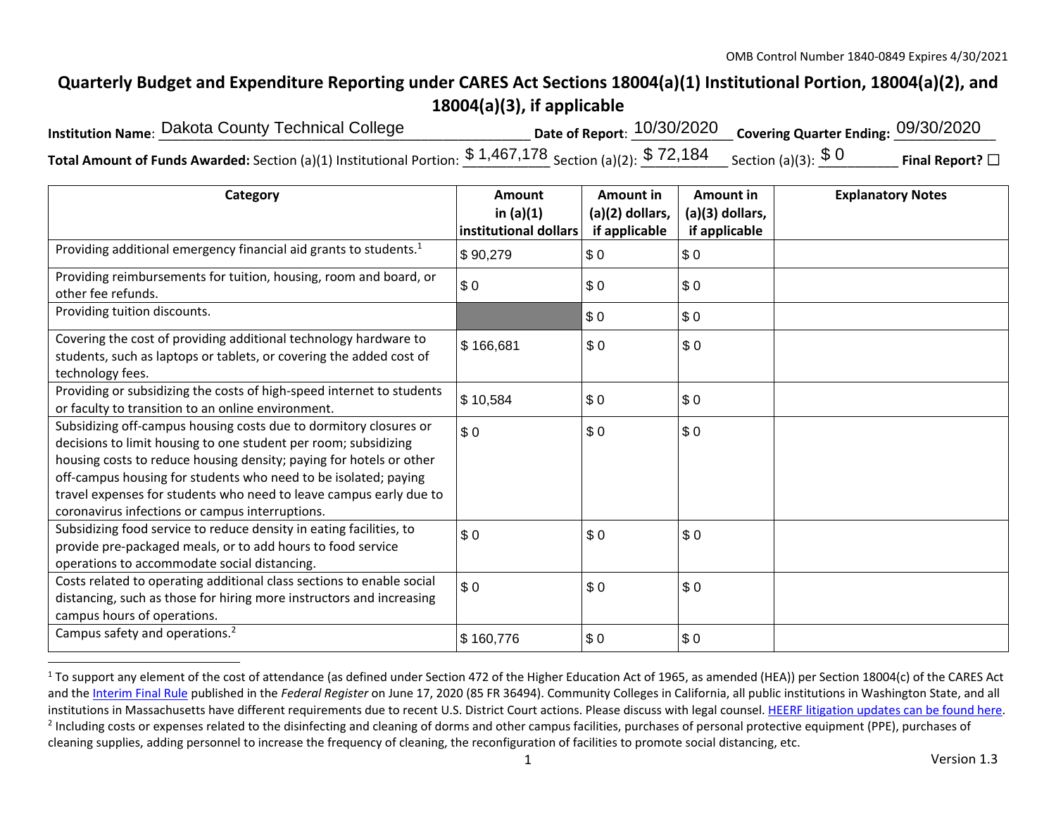OMB Control Number 1840-0849 Expires 4/30/2021

# Quarterly Budget and Expenditure Reporting under CARES Act Sections 18004(a)(1) Institutional Portion, 18004(a)(2), and 18004(a)(3), if applicable

**Institution Name**: Dakota County Technical College **Date of Report**: 10/30/2020 **Covering Quarter Ending:** 09/30/2020

**Total Amount of Funds Awarded:** Section (a)(1) Institutional Portion: $ 1,467,178 Section (a)(2): $ 72,184 Section (a)(3): $ 0 **Final Report?** ☐

| Category | Amount in (a)(1) institutional dollars | Amount in (a)(2) dollars, if applicable | Amount in (a)(3) dollars, if applicable | Explanatory Notes |
|---|---|---|---|---|
| Providing additional emergency financial aid grants to students.[1] | $ 90,279 | $ 0 | $ 0 | |
| Providing reimbursements for tuition, housing, room and board, or other fee refunds. | $ 0 | $ 0 | $ 0 | |
| Providing tuition discounts. | | $ 0 | $ 0 | |
| Covering the cost of providing additional technology hardware to students, such as laptops or tablets, or covering the added cost of technology fees. | $ 166,681 | $ 0 | $ 0 | |
| Providing or subsidizing the costs of high-speed internet to students or faculty to transition to an online environment. | $ 10,584 | $ 0 | $ 0 | |
| Subsidizing off-campus housing costs due to dormitory closures or decisions to limit housing to one student per room; subsidizing housing costs to reduce housing density; paying for hotels or other off-campus housing for students who need to be isolated; paying travel expenses for students who need to leave campus early due to coronavirus infections or campus interruptions. | $ 0 | $ 0 | $ 0 | |
| Subsidizing food service to reduce density in eating facilities, to provide pre-packaged meals, or to add hours to food service operations to accommodate social distancing. | $ 0 | $ 0 | $ 0 | |
| Costs related to operating additional class sections to enable social distancing, such as those for hiring more instructors and increasing campus hours of operations. | $ 0 | $ 0 | $ 0 | |
| Campus safety and operations.[2] | $ 160,776 | $ 0 | $ 0 | |

[1] To support any element of the cost of attendance (as defined under Section 472 of the Higher Education Act of 1965, as amended (HEA)) per Section 18004(c) of the CARES Act and the Interim Final Rule published in the *Federal Register* on June 17, 2020 (85 FR 36494). Community Colleges in California, all public institutions in Washington State, and all institutions in Massachusetts have different requirements due to recent U.S. District Court actions. Please discuss with legal counsel. HEERF litigation updates can be found here.

[2] Including costs or expenses related to the disinfecting and cleaning of dorms and other campus facilities, purchases of personal protective equipment (PPE), purchases of cleaning supplies, adding personnel to increase the frequency of cleaning, the reconfiguration of facilities to promote social distancing, etc.

Version 1.3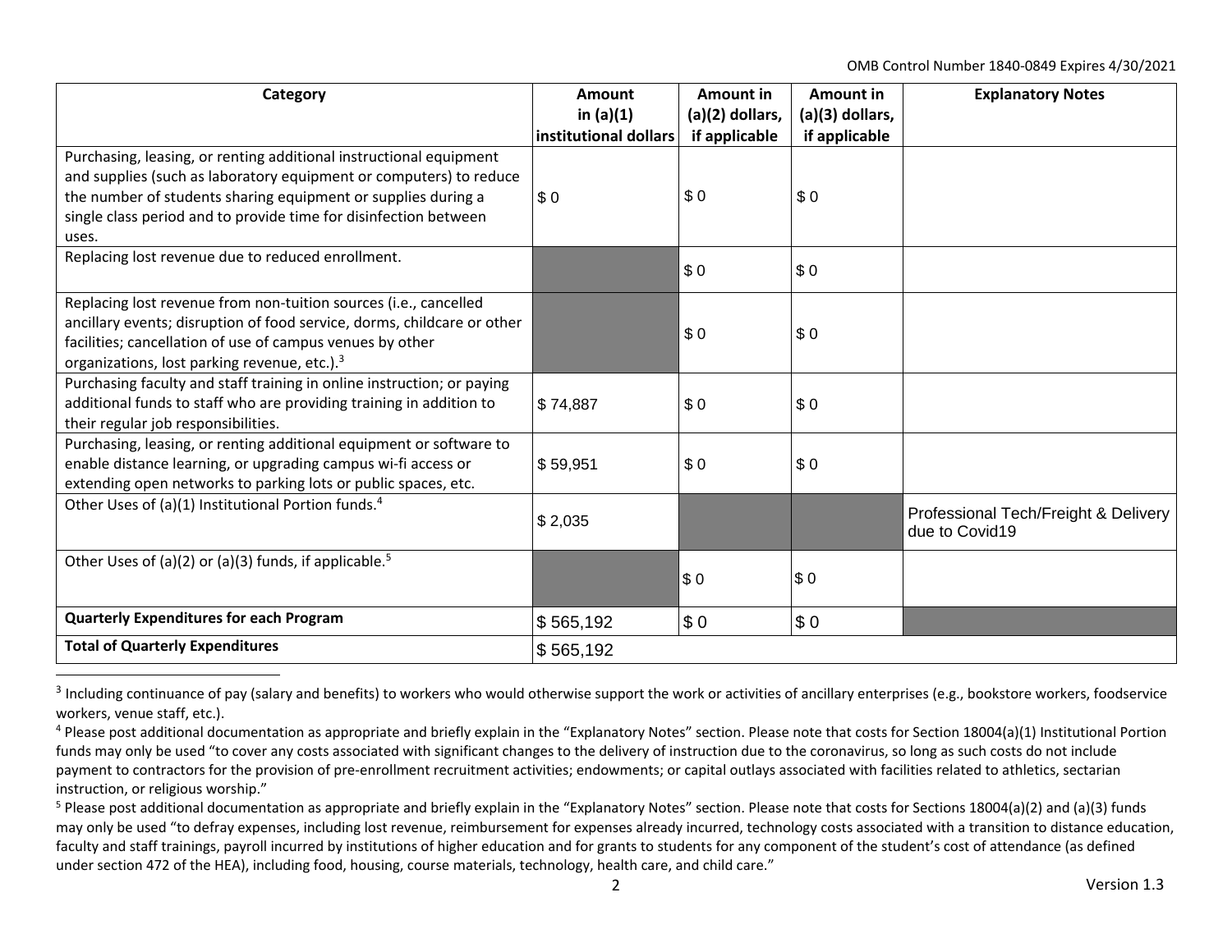OMB Control Number 1840-0849 Expires 4/30/2021

| Category | Amount in (a)(1) institutional dollars | Amount in (a)(2) dollars, if applicable | Amount in (a)(3) dollars, if applicable | Explanatory Notes |
|---|---|---|---|---|
| Purchasing, leasing, or renting additional instructional equipment and supplies (such as laboratory equipment or computers) to reduce the number of students sharing equipment or supplies during a single class period and to provide time for disinfection between uses. | $ 0 | $ 0 | $ 0 | |
| Replacing lost revenue due to reduced enrollment. | | $ 0 | $ 0 | |
| Replacing lost revenue from non-tuition sources (i.e., cancelled ancillary events; disruption of food service, dorms, childcare or other facilities; cancellation of use of campus venues by other organizations, lost parking revenue, etc.).[3] | | $ 0 | $ 0 | |
| Purchasing faculty and staff training in online instruction; or paying additional funds to staff who are providing training in addition to their regular job responsibilities. | $ 74,887 | $ 0 | $ 0 | |
| Purchasing, leasing, or renting additional equipment or software to enable distance learning, or upgrading campus wi-fi access or extending open networks to parking lots or public spaces, etc. | $ 59,951 | $ 0 | $ 0 | |
| Other Uses of (a)(1) Institutional Portion funds.[4] | $ 2,035 | | | Professional Tech/Freight & Delivery due to Covid19 |
| Other Uses of (a)(2) or (a)(3) funds, if applicable.[5] | | $ 0 | $ 0 | |
| **Quarterly Expenditures for each Program** | $ 565,192 | $ 0 | $ 0 | |
| **Total of Quarterly Expenditures** | $ 565,192 | | | |

[3] Including continuance of pay (salary and benefits) to workers who would otherwise support the work or activities of ancillary enterprises (e.g., bookstore workers, foodservice workers, venue staff, etc.).

[4] Please post additional documentation as appropriate and briefly explain in the "Explanatory Notes" section. Please note that costs for Section 18004(a)(1) Institutional Portion funds may only be used "to cover any costs associated with significant changes to the delivery of instruction due to the coronavirus, so long as such costs do not include payment to contractors for the provision of pre-enrollment recruitment activities; endowments; or capital outlays associated with facilities related to athletics, sectarian instruction, or religious worship."

[5] Please post additional documentation as appropriate and briefly explain in the "Explanatory Notes" section. Please note that costs for Sections 18004(a)(2) and (a)(3) funds may only be used "to defray expenses, including lost revenue, reimbursement for expenses already incurred, technology costs associated with a transition to distance education, faculty and staff trainings, payroll incurred by institutions of higher education and for grants to students for any component of the student's cost of attendance (as defined under section 472 of the HEA), including food, housing, course materials, technology, health care, and child care."

Version 1.3